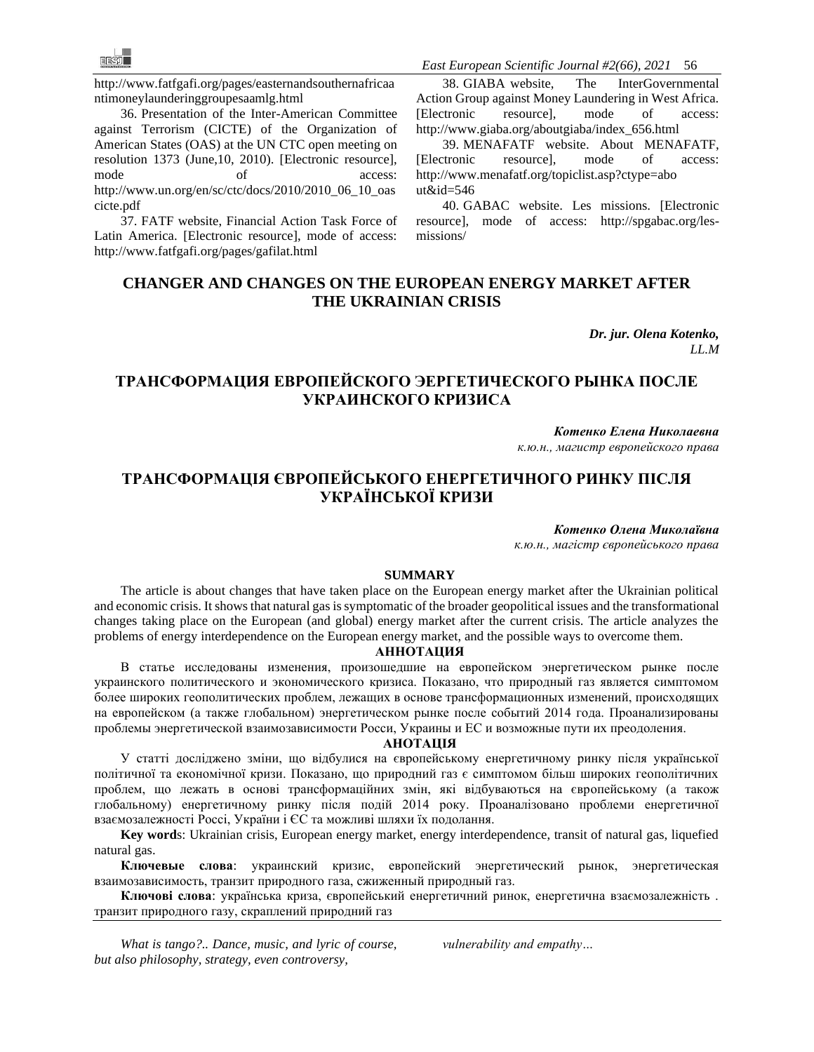http://www.fatfgafi.org/pages/easternandsouthernafricaantimoneylaunderinggroupesaamlg.html

36. Presentation of the Inter-American Committee against Terrorism (CICTE) of the Organization of American States (OAS) at the UN CTC open meeting on resolution 1373 (June,10, 2010). [Electronic resource], mode of access: http://www.un.org/en/sc/ctc/docs/2010/2010_06_10_oascicte.pdf

37. FATF website, Financial Action Task Force of Latin America. [Electronic resource], mode of access: http://www.fatfgafi.org/pages/gafilat.html

38. GIABA website, The InterGovernmental Action Group against Money Laundering in West Africa. [Electronic resource], mode of access: http://www.giaba.org/aboutgiaba/index_656.html

39. MENAFATF website. About MENAFATF, [Electronic resource], mode of access: http://www.menafatf.org/topiclist.asp?ctype=about&id=546

40. GABAC website. Les missions. [Electronic resource], mode of access: http://spgabac.org/les-missions/

# CHANGER AND CHANGES ON THE EUROPEAN ENERGY MARKET AFTER THE UKRAINIAN CRISIS

***Dr. jur. Olena Kotenko,***
*LL.M*

# ТРАНСФОРМАЦИЯ ЕВРОПЕЙСКОГО ЭЕРГЕТИЧЕСКОГО РЫНКА ПОСЛЕ УКРАИНСКОГО КРИЗИСА

***Котенко Елена Николаевна***
*к.ю.н., магистр европейского права*

# ТРАНСФОРМАЦІЯ ЄВРОПЕЙСЬКОГО ЕНЕРГЕТИЧНОГО РИНКУ ПІСЛЯ УКРАЇНСЬКОЇ КРИЗИ

***Котенко Олена Миколаївна***
*к.ю.н., магістр європейського права*

**SUMMARY**

The article is about changes that have taken place on the European energy market after the Ukrainian political and economic crisis. It shows that natural gas is symptomatic of the broader geopolitical issues and the transformational changes taking place on the European (and global) energy market after the current crisis. The article analyzes the problems of energy interdependence on the European energy market, and the possible ways to overcome them.

**АННОТАЦИЯ**

В статье исследованы изменения, произошедшие на европейском энергетическом рынке после украинского политического и экономического кризиса. Показано, что природный газ является симптомом более широких геополитических проблем, лежащих в основе трансформационных изменений, происходящих на европейском (а также глобальном) энергетическом рынке после событий 2014 года. Проанализированы проблемы энергетической взаимозависимости Росси, Украины и ЕС и возможные пути их преодоления.

**АНОТАЦІЯ**

У статті досліджено зміни, що відбулися на європейському енергетичному ринку після української політичної та економічної кризи. Показано, що природний газ є симптомом більш широких геополітичних проблем, що лежать в основі трансформаційних змін, які відбуваються на європейському (а також глобальному) енергетичному ринку після подій 2014 року. Проаналізовано проблеми енергетичної взаємозалежності Россі, України і ЄС та можливі шляхи їх подолання.

**Key word**s: Ukrainian crisis, European energy market, energy interdependence, transit of natural gas, liquefied natural gas.

**Ключевые слова**: украинский кризис, европейский энергетический рынок, энергетическая взаимозависимость, транзит природного газа, сжиженный природный газ.

**Ключові слова**: українська криза, європейський енергетичний ринок, енергетична взаємозалежність . транзит природного газу, скраплений природний газ

*What is tango?.. Dance, music, and lyric of course, but also philosophy, strategy, even controversy, vulnerability and empathy…*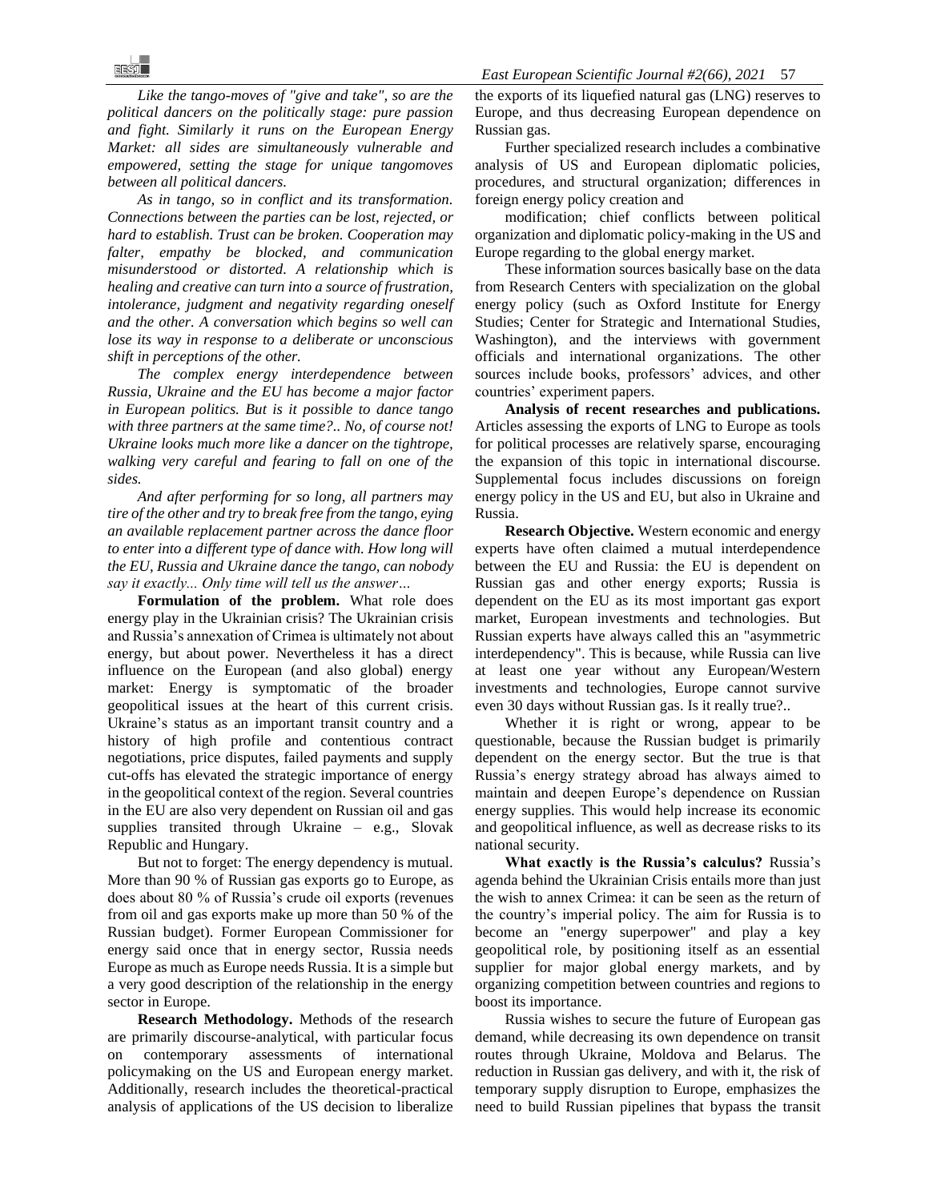*Like the tango-moves of "give and take", so are the political dancers on the politically stage: pure passion and fight. Similarly it runs on the European Energy Market: all sides are simultaneously vulnerable and empowered, setting the stage for unique tangomoves between all political dancers.*

*As in tango, so in conflict and its transformation. Connections between the parties can be lost, rejected, or hard to establish. Trust can be broken. Cooperation may falter, empathy be blocked, and communication misunderstood or distorted. A relationship which is healing and creative can turn into a source of frustration, intolerance, judgment and negativity regarding oneself and the other. A conversation which begins so well can lose its way in response to a deliberate or unconscious shift in perceptions of the other.*

*The complex energy interdependence between Russia, Ukraine and the EU has become a major factor in European politics. But is it possible to dance tango with three partners at the same time?.. No, of course not! Ukraine looks much more like a dancer on the tightrope, walking very careful and fearing to fall on one of the sides.*

*And after performing for so long, all partners may tire of the other and try to break free from the tango, eying an available replacement partner across the dance floor to enter into a different type of dance with. How long will the EU, Russia and Ukraine dance the tango, can nobody say it exactly... Only time will tell us the answer…*

**Formulation of the problem.** What role does energy play in the Ukrainian crisis? The Ukrainian crisis and Russia's annexation of Crimea is ultimately not about energy, but about power. Nevertheless it has a direct influence on the European (and also global) energy market: Energy is symptomatic of the broader geopolitical issues at the heart of this current crisis. Ukraine's status as an important transit country and a history of high profile and contentious contract negotiations, price disputes, failed payments and supply cut-offs has elevated the strategic importance of energy in the geopolitical context of the region. Several countries in the EU are also very dependent on Russian oil and gas supplies transited through Ukraine – e.g., Slovak Republic and Hungary.

But not to forget: The energy dependency is mutual. More than 90 % of Russian gas exports go to Europe, as does about 80 % of Russia's crude oil exports (revenues from oil and gas exports make up more than 50 % of the Russian budget). Former European Commissioner for energy said once that in energy sector, Russia needs Europe as much as Europe needs Russia. It is a simple but a very good description of the relationship in the energy sector in Europe.

**Research Methodology.** Methods of the research are primarily discourse-analytical, with particular focus on contemporary assessments of international policymaking on the US and European energy market. Additionally, research includes the theoretical-practical analysis of applications of the US decision to liberalize the exports of its liquefied natural gas (LNG) reserves to Europe, and thus decreasing European dependence on Russian gas.

Further specialized research includes a combinative analysis of US and European diplomatic policies, procedures, and structural organization; differences in foreign energy policy creation and

modification; chief conflicts between political organization and diplomatic policy-making in the US and Europe regarding to the global energy market.

These information sources basically base on the data from Research Centers with specialization on the global energy policy (such as Oxford Institute for Energy Studies; Center for Strategic and International Studies, Washington), and the interviews with government officials and international organizations. The other sources include books, professors' advices, and other countries' experiment papers.

**Analysis of recent researches and publications.** Articles assessing the exports of LNG to Europe as tools for political processes are relatively sparse, encouraging the expansion of this topic in international discourse. Supplemental focus includes discussions on foreign energy policy in the US and EU, but also in Ukraine and Russia.

**Research Objective.** Western economic and energy experts have often claimed a mutual interdependence between the EU and Russia: the EU is dependent on Russian gas and other energy exports; Russia is dependent on the EU as its most important gas export market, European investments and technologies. But Russian experts have always called this an "asymmetric interdependency". This is because, while Russia can live at least one year without any European/Western investments and technologies, Europe cannot survive even 30 days without Russian gas. Is it really true?..

Whether it is right or wrong, appear to be questionable, because the Russian budget is primarily dependent on the energy sector. But the true is that Russia's energy strategy abroad has always aimed to maintain and deepen Europe's dependence on Russian energy supplies. This would help increase its economic and geopolitical influence, as well as decrease risks to its national security.

**What exactly is the Russia's calculus?** Russia's agenda behind the Ukrainian Crisis entails more than just the wish to annex Crimea: it can be seen as the return of the country's imperial policy. The aim for Russia is to become an "energy superpower" and play a key geopolitical role, by positioning itself as an essential supplier for major global energy markets, and by organizing competition between countries and regions to boost its importance.

Russia wishes to secure the future of European gas demand, while decreasing its own dependence on transit routes through Ukraine, Moldova and Belarus. The reduction in Russian gas delivery, and with it, the risk of temporary supply disruption to Europe, emphasizes the need to build Russian pipelines that bypass the transit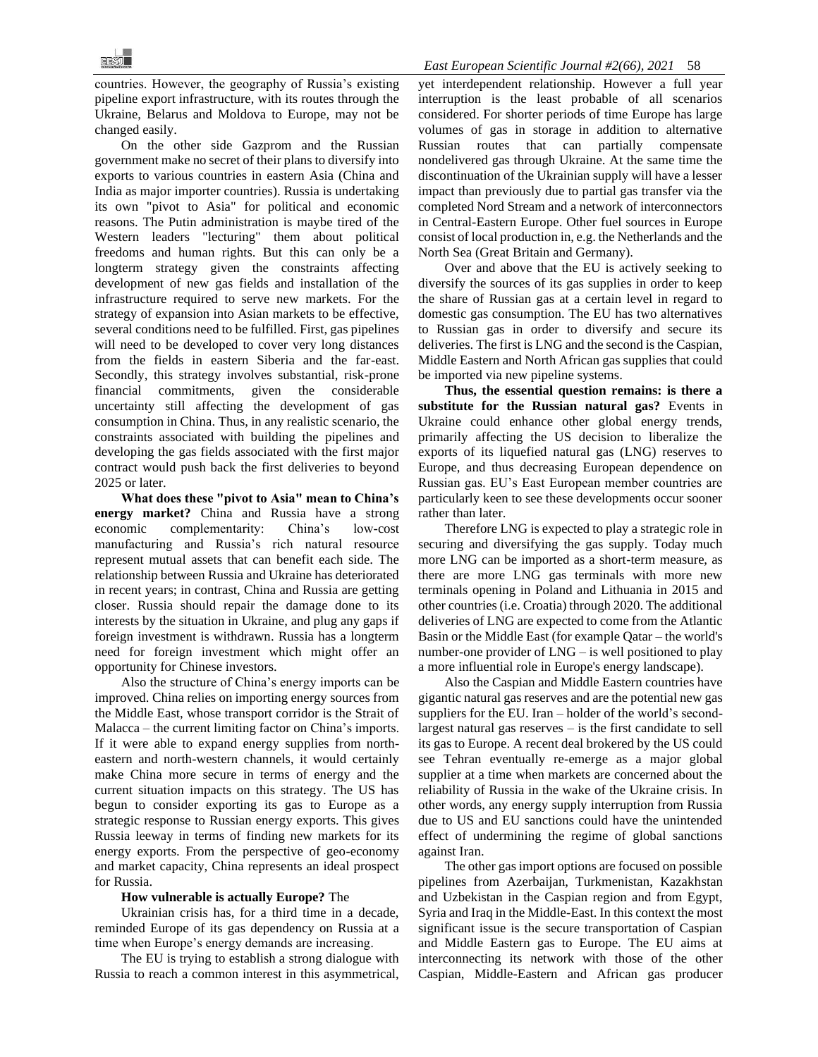countries. However, the geography of Russia's existing pipeline export infrastructure, with its routes through the Ukraine, Belarus and Moldova to Europe, may not be changed easily.

On the other side Gazprom and the Russian government make no secret of their plans to diversify into exports to various countries in eastern Asia (China and India as major importer countries). Russia is undertaking its own "pivot to Asia" for political and economic reasons. The Putin administration is maybe tired of the Western leaders "lecturing" them about political freedoms and human rights. But this can only be a longterm strategy given the constraints affecting development of new gas fields and installation of the infrastructure required to serve new markets. For the strategy of expansion into Asian markets to be effective, several conditions need to be fulfilled. First, gas pipelines will need to be developed to cover very long distances from the fields in eastern Siberia and the far-east. Secondly, this strategy involves substantial, risk-prone financial commitments, given the considerable uncertainty still affecting the development of gas consumption in China. Thus, in any realistic scenario, the constraints associated with building the pipelines and developing the gas fields associated with the first major contract would push back the first deliveries to beyond 2025 or later.

**What does these "pivot to Asia" mean to China's energy market?** China and Russia have a strong economic complementarity: China's low-cost manufacturing and Russia's rich natural resource represent mutual assets that can benefit each side. The relationship between Russia and Ukraine has deteriorated in recent years; in contrast, China and Russia are getting closer. Russia should repair the damage done to its interests by the situation in Ukraine, and plug any gaps if foreign investment is withdrawn. Russia has a longterm need for foreign investment which might offer an opportunity for Chinese investors.

Also the structure of China's energy imports can be improved. China relies on importing energy sources from the Middle East, whose transport corridor is the Strait of Malacca – the current limiting factor on China's imports. If it were able to expand energy supplies from north-eastern and north-western channels, it would certainly make China more secure in terms of energy and the current situation impacts on this strategy. The US has begun to consider exporting its gas to Europe as a strategic response to Russian energy exports. This gives Russia leeway in terms of finding new markets for its energy exports. From the perspective of geo-economy and market capacity, China represents an ideal prospect for Russia.

**How vulnerable is actually Europe?** The Ukrainian crisis has, for a third time in a decade, reminded Europe of its gas dependency on Russia at a time when Europe's energy demands are increasing.

The EU is trying to establish a strong dialogue with Russia to reach a common interest in this asymmetrical, yet interdependent relationship. However a full year interruption is the least probable of all scenarios considered. For shorter periods of time Europe has large volumes of gas in storage in addition to alternative Russian routes that can partially compensate nondelivered gas through Ukraine. At the same time the discontinuation of the Ukrainian supply will have a lesser impact than previously due to partial gas transfer via the completed Nord Stream and a network of interconnectors in Central-Eastern Europe. Other fuel sources in Europe consist of local production in, e.g. the Netherlands and the North Sea (Great Britain and Germany).

Over and above that the EU is actively seeking to diversify the sources of its gas supplies in order to keep the share of Russian gas at a certain level in regard to domestic gas consumption. The EU has two alternatives to Russian gas in order to diversify and secure its deliveries. The first is LNG and the second is the Caspian, Middle Eastern and North African gas supplies that could be imported via new pipeline systems.

**Thus, the essential question remains: is there a substitute for the Russian natural gas?** Events in Ukraine could enhance other global energy trends, primarily affecting the US decision to liberalize the exports of its liquefied natural gas (LNG) reserves to Europe, and thus decreasing European dependence on Russian gas. EU's East European member countries are particularly keen to see these developments occur sooner rather than later.

Therefore LNG is expected to play a strategic role in securing and diversifying the gas supply. Today much more LNG can be imported as a short-term measure, as there are more LNG gas terminals with more new terminals opening in Poland and Lithuania in 2015 and other countries (i.e. Croatia) through 2020. The additional deliveries of LNG are expected to come from the Atlantic Basin or the Middle East (for example Qatar – the world's number-one provider of LNG – is well positioned to play a more influential role in Europe's energy landscape).

Also the Caspian and Middle Eastern countries have gigantic natural gas reserves and are the potential new gas suppliers for the EU. Iran – holder of the world's second-largest natural gas reserves – is the first candidate to sell its gas to Europe. A recent deal brokered by the US could see Tehran eventually re-emerge as a major global supplier at a time when markets are concerned about the reliability of Russia in the wake of the Ukraine crisis. In other words, any energy supply interruption from Russia due to US and EU sanctions could have the unintended effect of undermining the regime of global sanctions against Iran.

The other gas import options are focused on possible pipelines from Azerbaijan, Turkmenistan, Kazakhstan and Uzbekistan in the Caspian region and from Egypt, Syria and Iraq in the Middle-East. In this context the most significant issue is the secure transportation of Caspian and Middle Eastern gas to Europe. The EU aims at interconnecting its network with those of the other Caspian, Middle-Eastern and African gas producer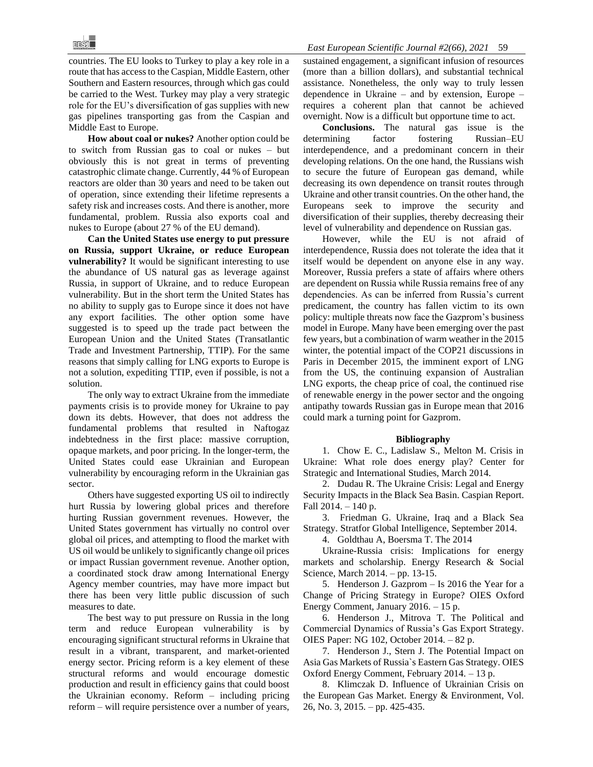countries. The EU looks to Turkey to play a key role in a route that has access to the Caspian, Middle Eastern, other Southern and Eastern resources, through which gas could be carried to the West. Turkey may play a very strategic role for the EU's diversification of gas supplies with new gas pipelines transporting gas from the Caspian and Middle East to Europe.

**How about coal or nukes?** Another option could be to switch from Russian gas to coal or nukes – but obviously this is not great in terms of preventing catastrophic climate change. Currently, 44 % of European reactors are older than 30 years and need to be taken out of operation, since extending their lifetime represents a safety risk and increases costs. And there is another, more fundamental, problem. Russia also exports coal and nukes to Europe (about 27 % of the EU demand).

**Can the United States use energy to put pressure on Russia, support Ukraine, or reduce European vulnerability?** It would be significant interesting to use the abundance of US natural gas as leverage against Russia, in support of Ukraine, and to reduce European vulnerability. But in the short term the United States has no ability to supply gas to Europe since it does not have any export facilities. The other option some have suggested is to speed up the trade pact between the European Union and the United States (Transatlantic Trade and Investment Partnership, TTIP). For the same reasons that simply calling for LNG exports to Europe is not a solution, expediting TTIP, even if possible, is not a solution.

The only way to extract Ukraine from the immediate payments crisis is to provide money for Ukraine to pay down its debts. However, that does not address the fundamental problems that resulted in Naftogaz indebtedness in the first place: massive corruption, opaque markets, and poor pricing. In the longer-term, the United States could ease Ukrainian and European vulnerability by encouraging reform in the Ukrainian gas sector.

Others have suggested exporting US oil to indirectly hurt Russia by lowering global prices and therefore hurting Russian government revenues. However, the United States government has virtually no control over global oil prices, and attempting to flood the market with US oil would be unlikely to significantly change oil prices or impact Russian government revenue. Another option, a coordinated stock draw among International Energy Agency member countries, may have more impact but there has been very little public discussion of such measures to date.

The best way to put pressure on Russia in the long term and reduce European vulnerability is by encouraging significant structural reforms in Ukraine that result in a vibrant, transparent, and market-oriented energy sector. Pricing reform is a key element of these structural reforms and would encourage domestic production and result in efficiency gains that could boost the Ukrainian economy. Reform – including pricing reform – will require persistence over a number of years, sustained engagement, a significant infusion of resources (more than a billion dollars), and substantial technical assistance. Nonetheless, the only way to truly lessen dependence in Ukraine – and by extension, Europe – requires a coherent plan that cannot be achieved overnight. Now is a difficult but opportune time to act.

**Conclusions.** The natural gas issue is the determining factor fostering Russian–EU interdependence, and a predominant concern in their developing relations. On the one hand, the Russians wish to secure the future of European gas demand, while decreasing its own dependence on transit routes through Ukraine and other transit countries. On the other hand, the Europeans seek to improve the security and diversification of their supplies, thereby decreasing their level of vulnerability and dependence on Russian gas.

However, while the EU is not afraid of interdependence, Russia does not tolerate the idea that it itself would be dependent on anyone else in any way. Moreover, Russia prefers a state of affairs where others are dependent on Russia while Russia remains free of any dependencies. As can be inferred from Russia's current predicament, the country has fallen victim to its own policy: multiple threats now face the Gazprom's business model in Europe. Many have been emerging over the past few years, but a combination of warm weather in the 2015 winter, the potential impact of the COP21 discussions in Paris in December 2015, the imminent export of LNG from the US, the continuing expansion of Australian LNG exports, the cheap price of coal, the continued rise of renewable energy in the power sector and the ongoing antipathy towards Russian gas in Europe mean that 2016 could mark a turning point for Gazprom.

**Bibliography**

1. Chow E. C., Ladislaw S., Melton M. Crisis in Ukraine: What role does energy play? Center for Strategic and International Studies, March 2014.
2. Dudau R. The Ukraine Crisis: Legal and Energy Security Impacts in the Black Sea Basin. Caspian Report. Fall 2014. – 140 p.
3. Friedman G. Ukraine, Iraq and a Black Sea Strategy. Stratfor Global Intelligence, September 2014.
4. Goldthau A, Boersma T. The 2014 Ukraine-Russia crisis: Implications for energy markets and scholarship. Energy Research & Social Science, March 2014. – pp. 13-15.
5. Henderson J. Gazprom – Is 2016 the Year for a Change of Pricing Strategy in Europe? OIES Oxford Energy Comment, January 2016. – 15 p.
6. Henderson J., Mitrova T. The Political and Commercial Dynamics of Russia's Gas Export Strategy. OIES Paper: NG 102, October 2014. – 82 p.
7. Henderson J., Stern J. The Potential Impact on Asia Gas Markets of Russia`s Eastern Gas Strategy. OIES Oxford Energy Comment, February 2014. – 13 p.
8. Klimczak D. Influence of Ukrainian Crisis on the European Gas Market. Energy & Environment, Vol. 26, No. 3, 2015. – pp. 425-435.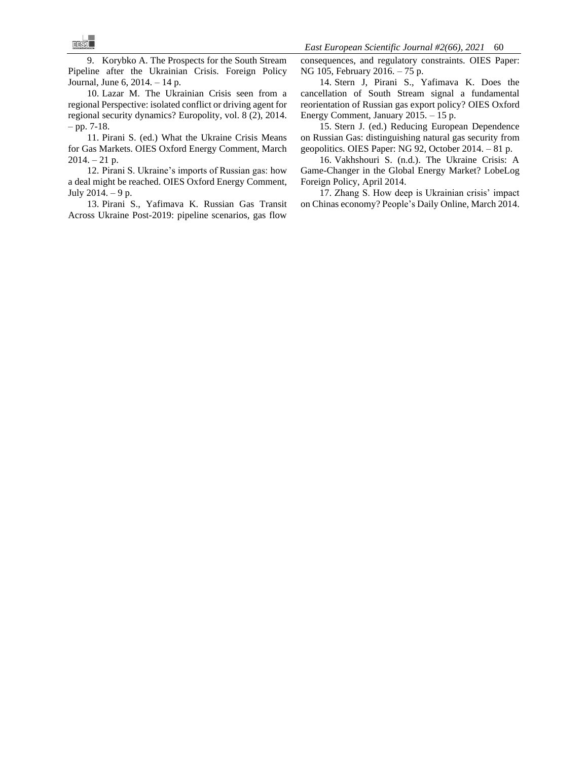9. Korybko A. The Prospects for the South Stream Pipeline after the Ukrainian Crisis. Foreign Policy Journal, June 6, 2014. – 14 p.

10. Lazar M. The Ukrainian Crisis seen from a regional Perspective: isolated conflict or driving agent for regional security dynamics? Europolity, vol. 8 (2), 2014. – pp. 7-18.

11. Pirani S. (ed.) What the Ukraine Crisis Means for Gas Markets. OIES Oxford Energy Comment, March 2014. – 21 p.

12. Pirani S. Ukraine's imports of Russian gas: how a deal might be reached. OIES Oxford Energy Comment, July 2014. – 9 p.

13. Pirani S., Yafimava K. Russian Gas Transit Across Ukraine Post-2019: pipeline scenarios, gas flow consequences, and regulatory constraints. OIES Paper: NG 105, February 2016. – 75 p.

14. Stern J, Pirani S., Yafimava K. Does the cancellation of South Stream signal a fundamental reorientation of Russian gas export policy? OIES Oxford Energy Comment, January 2015. – 15 p.

15. Stern J. (ed.) Reducing European Dependence on Russian Gas: distinguishing natural gas security from geopolitics. OIES Paper: NG 92, October 2014. – 81 p.

16. Vakhshouri S. (n.d.). The Ukraine Crisis: A Game-Changer in the Global Energy Market? LobeLog Foreign Policy, April 2014.

17. Zhang S. How deep is Ukrainian crisis' impact on Chinas economy? People's Daily Online, March 2014.